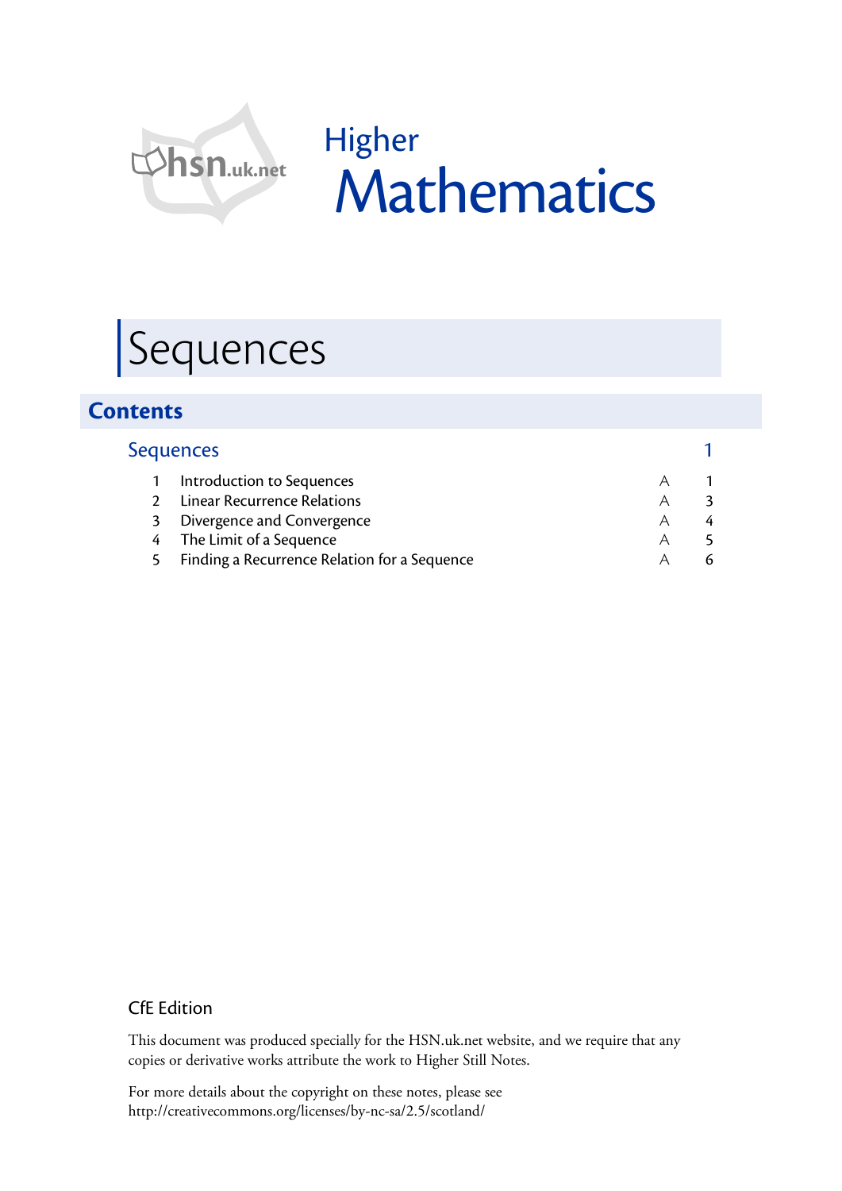hsn.uk.net

# Higher Mathematics

# Sequences

## Contents

### Sequences 1

| | | | |
|---|---|---|---|
| 1 | Introduction to Sequences | A | 1 |
| 2 | Linear Recurrence Relations | A | 3 |
| 3 | Divergence and Convergence | A | 4 |
| 4 | The Limit of a Sequence | A | 5 |
| 5 | Finding a Recurrence Relation for a Sequence | A | 6 |

CfE Edition

This document was produced specially for the HSN.uk.net website, and we require that any copies or derivative works attribute the work to Higher Still Notes.

For more details about the copyright on these notes, please see http://creativecommons.org/licenses/by-nc-sa/2.5/scotland/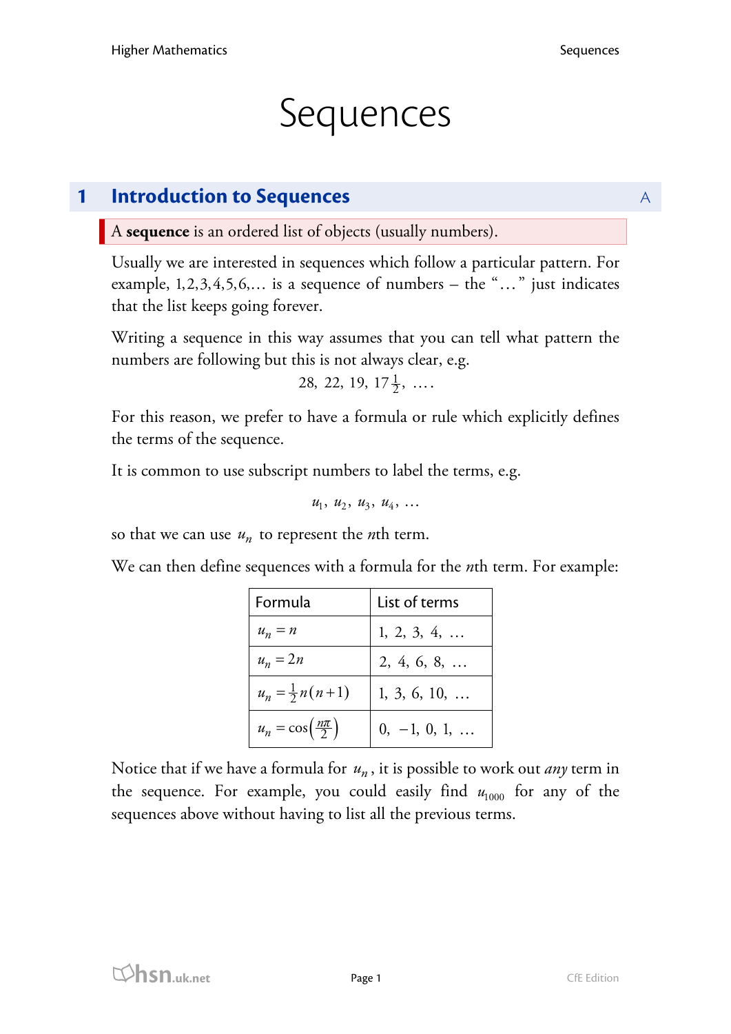# Sequences

## 1 Introduction to Sequences

A **sequence** is an ordered list of objects (usually numbers).

Usually we are interested in sequences which follow a particular pattern. For example, $1, 2, 3, 4, 5, 6, \ldots$ is a sequence of numbers – the "$\ldots$" just indicates that the list keeps going forever.

Writing a sequence in this way assumes that you can tell what pattern the numbers are following but this is not always clear, e.g.

$$28,\ 22,\ 19,\ 17\tfrac{1}{2},\ \ldots.$$

For this reason, we prefer to have a formula or rule which explicitly defines the terms of the sequence.

It is common to use subscript numbers to label the terms, e.g.

$$u_1,\ u_2,\ u_3,\ u_4,\ \ldots$$

so that we can use $u_n$ to represent the $n$th term.

We can then define sequences with a formula for the $n$th term. For example:

| Formula | List of terms |
|---|---|
| $u_n = n$ | $1,\ 2,\ 3,\ 4,\ \ldots$ |
| $u_n = 2n$ | $2,\ 4,\ 6,\ 8,\ \ldots$ |
| $u_n = \frac{1}{2}n(n+1)$ | $1,\ 3,\ 6,\ 10,\ \ldots$ |
| $u_n = \cos\left(\frac{n\pi}{2}\right)$ | $0,\ -1,\ 0,\ 1,\ \ldots$ |

Notice that if we have a formula for $u_n$, it is possible to work out *any* term in the sequence. For example, you could easily find $u_{1000}$ for any of the sequences above without having to list all the previous terms.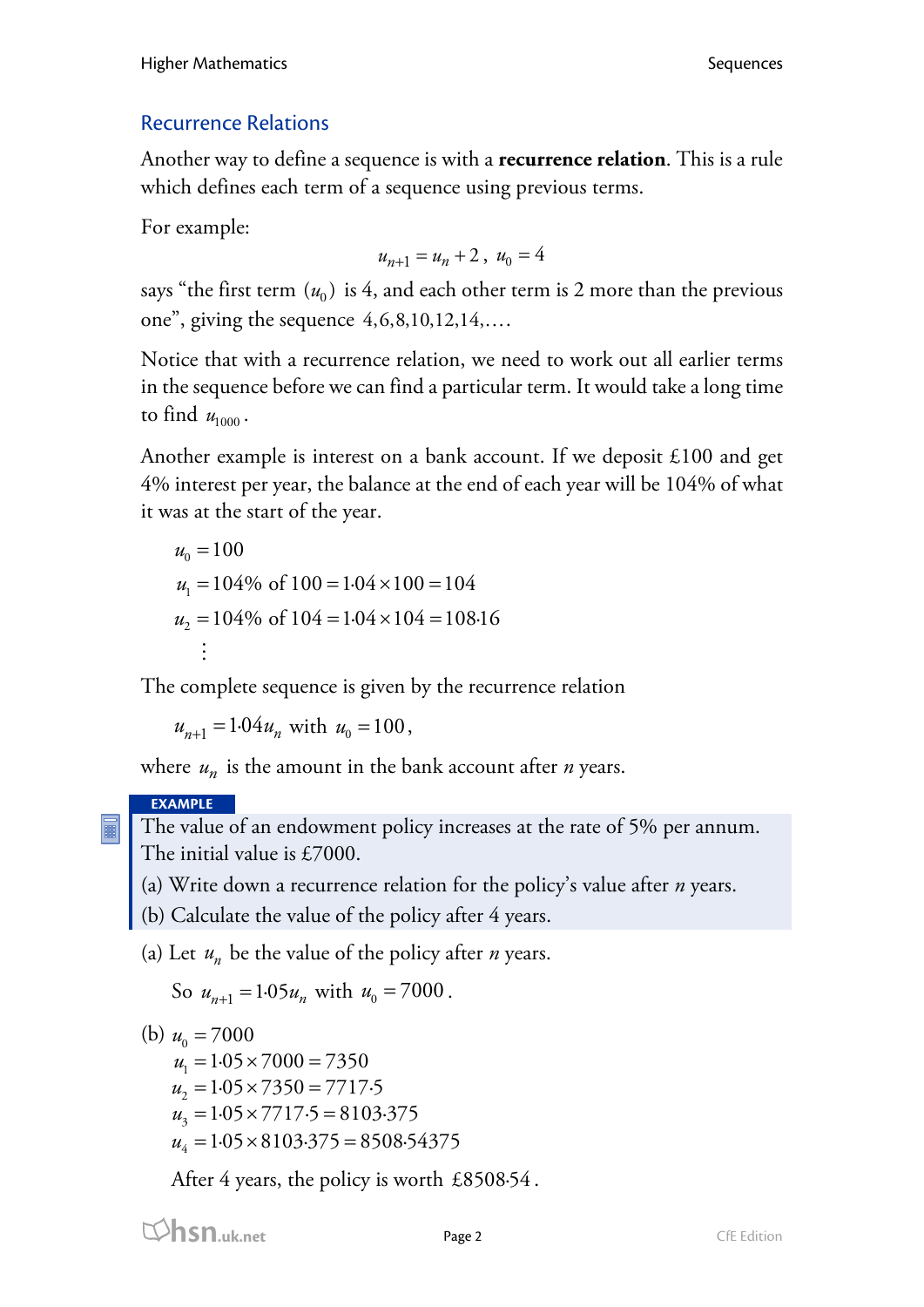## Recurrence Relations

Another way to define a sequence is with a **recurrence relation**. This is a rule which defines each term of a sequence using previous terms.

For example:

$$u_{n+1} = u_n + 2, \; u_0 = 4$$

says "the first term $(u_0)$ is 4, and each other term is 2 more than the previous one", giving the sequence $4, 6, 8, 10, 12, 14, \ldots$.

Notice that with a recurrence relation, we need to work out all earlier terms in the sequence before we can find a particular term. It would take a long time to find $u_{1000}$.

Another example is interest on a bank account. If we deposit £100 and get 4% interest per year, the balance at the end of each year will be 104% of what it was at the start of the year.

$$\begin{aligned} u_0 &= 100 \\ u_1 &= 104\% \text{ of } 100 = 1{\cdot}04 \times 100 = 104 \\ u_2 &= 104\% \text{ of } 104 = 1{\cdot}04 \times 104 = 108{\cdot}16 \\ &\vdots \end{aligned}$$

The complete sequence is given by the recurrence relation

$$u_{n+1} = 1{\cdot}04 u_n \text{ with } u_0 = 100,$$

where $u_n$ is the amount in the bank account after $n$ years.

**EXAMPLE**

The value of an endowment policy increases at the rate of 5% per annum. The initial value is £7000.

(a) Write down a recurrence relation for the policy's value after $n$ years.

(b) Calculate the value of the policy after 4 years.

(a) Let $u_n$ be the value of the policy after $n$ years.

So $u_{n+1} = 1{\cdot}05 u_n$ with $u_0 = 7000$.

(b)
$$\begin{aligned} u_0 &= 7000 \\ u_1 &= 1{\cdot}05 \times 7000 = 7350 \\ u_2 &= 1{\cdot}05 \times 7350 = 7717{\cdot}5 \\ u_3 &= 1{\cdot}05 \times 7717{\cdot}5 = 8103{\cdot}375 \\ u_4 &= 1{\cdot}05 \times 8103{\cdot}375 = 8508{\cdot}54375 \end{aligned}$$

After 4 years, the policy is worth £8508·54.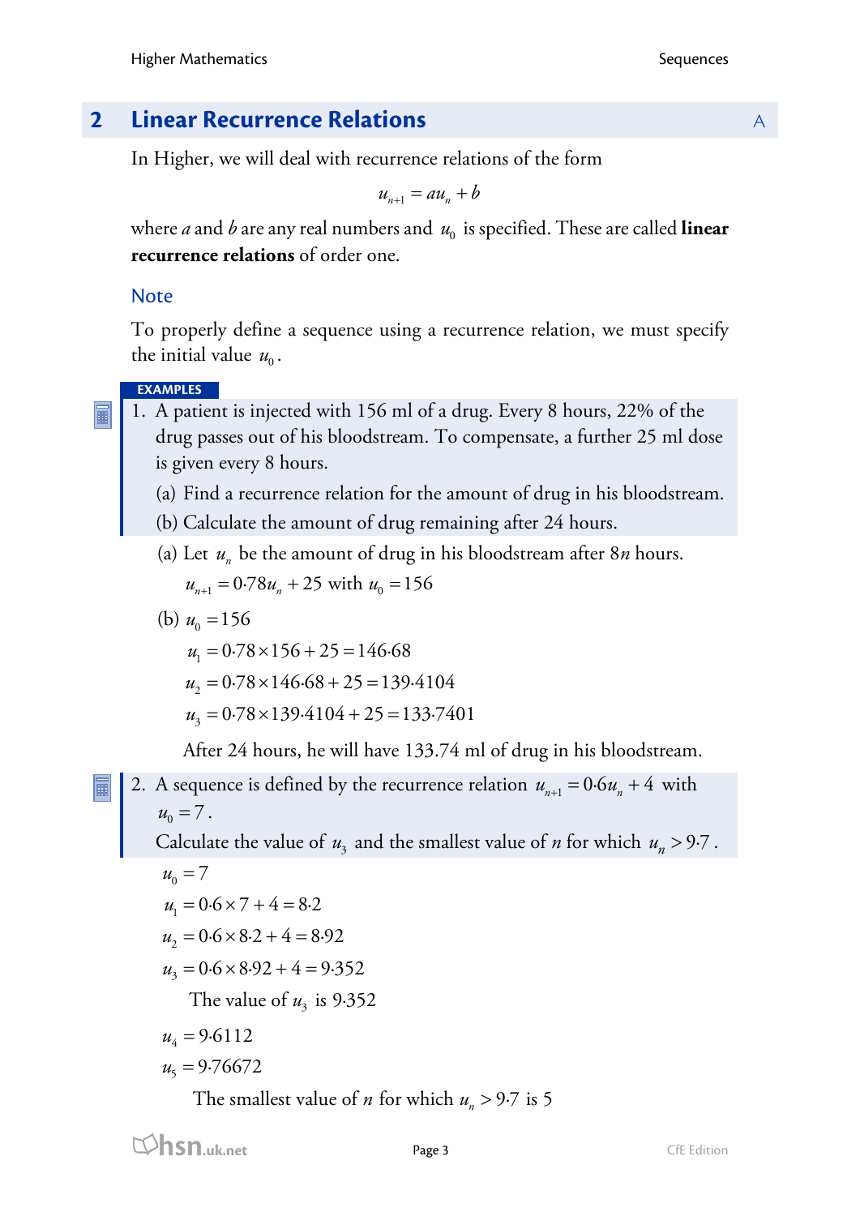## 2 Linear Recurrence Relations

In Higher, we will deal with recurrence relations of the form

$$u_{n+1} = au_n + b$$

where $a$ and $b$ are any real numbers and $u_0$ is specified. These are called **linear recurrence relations** of order one.

### Note

To properly define a sequence using a recurrence relation, we must specify the initial value $u_0$.

**EXAMPLES**

1. A patient is injected with 156 ml of a drug. Every 8 hours, 22% of the drug passes out of his bloodstream. To compensate, a further 25 ml dose is given every 8 hours.

   (a) Find a recurrence relation for the amount of drug in his bloodstream.

   (b) Calculate the amount of drug remaining after 24 hours.

(a) Let $u_n$ be the amount of drug in his bloodstream after $8n$ hours.

$u_{n+1} = 0{\cdot}78u_n + 25$ with $u_0 = 156$

(b) $u_0 = 156$

$u_1 = 0{\cdot}78 \times 156 + 25 = 146{\cdot}68$

$u_2 = 0{\cdot}78 \times 146{\cdot}68 + 25 = 139{\cdot}4104$

$u_3 = 0{\cdot}78 \times 139{\cdot}4104 + 25 = 133{\cdot}7401$

After 24 hours, he will have 133.74 ml of drug in his bloodstream.

2. A sequence is defined by the recurrence relation $u_{n+1} = 0{\cdot}6u_n + 4$ with $u_0 = 7$.
   Calculate the value of $u_3$ and the smallest value of $n$ for which $u_n > 9{\cdot}7$.

$u_0 = 7$

$u_1 = 0{\cdot}6 \times 7 + 4 = 8{\cdot}2$

$u_2 = 0{\cdot}6 \times 8{\cdot}2 + 4 = 8{\cdot}92$

$u_3 = 0{\cdot}6 \times 8{\cdot}92 + 4 = 9{\cdot}352$

The value of $u_3$ is $9{\cdot}352$

$u_4 = 9{\cdot}6112$

$u_5 = 9{\cdot}76672$

The smallest value of $n$ for which $u_n > 9{\cdot}7$ is 5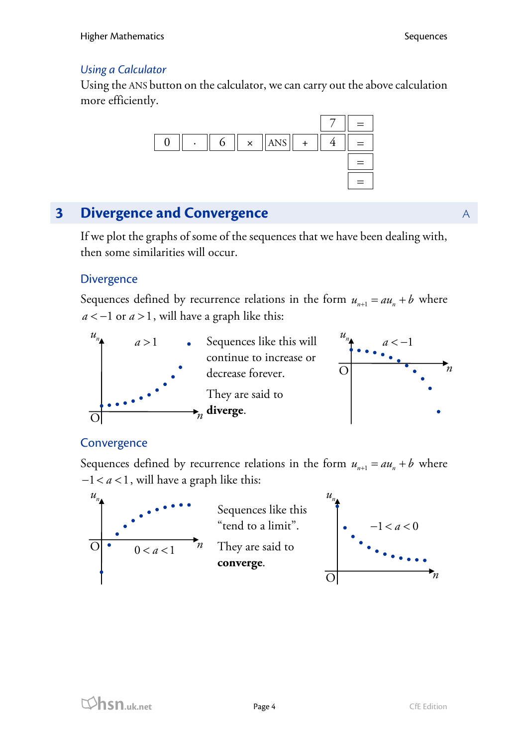### Using a Calculator

Using the ANS button on the calculator, we can carry out the above calculation more efficiently.

| | | | | | | 7 | = |
|---|---|---|---|---|---|---|---|
| 0 | . | 6 | × | ANS | + | 4 | = |
| | | | | | | | = |
| | | | | | | | = |

## 3 Divergence and Convergence

If we plot the graphs of some of the sequences that we have been dealing with, then some similarities will occur.

### Divergence

Sequences defined by recurrence relations in the form $u_{n+1} = au_n + b$ where $a < -1$ or $a > 1$, will have a graph like this:

Sequences like this will continue to increase or decrease forever.

They are said to **diverge**.

### Convergence

Sequences defined by recurrence relations in the form $u_{n+1} = au_n + b$ where $-1 < a < 1$, will have a graph like this:

Sequences like this "tend to a limit".

They are said to **converge**.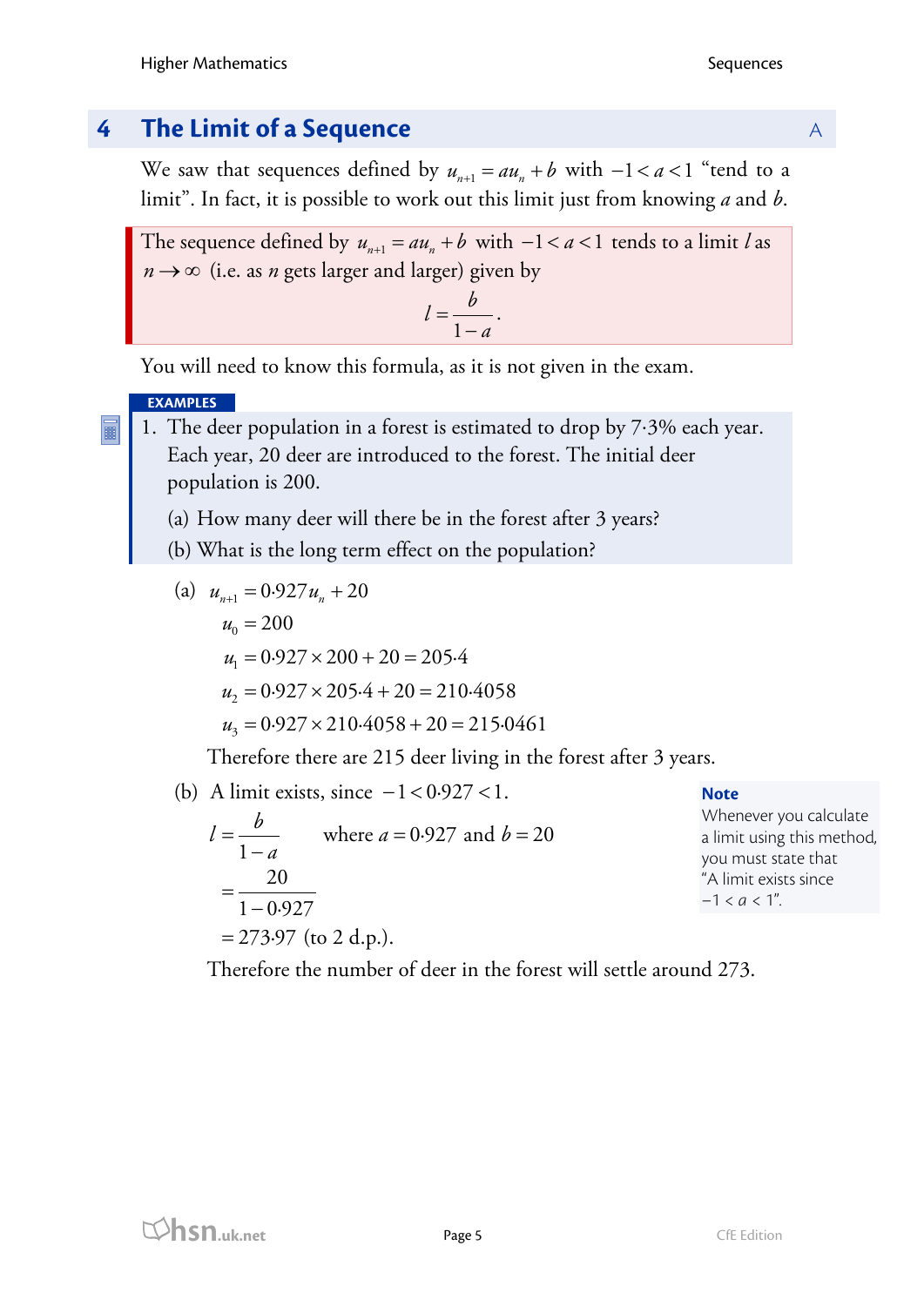## 4 The Limit of a Sequence

We saw that sequences defined by $u_{n+1} = au_n + b$ with $-1 < a < 1$ "tend to a limit". In fact, it is possible to work out this limit just from knowing $a$ and $b$.

> The sequence defined by $u_{n+1} = au_n + b$ with $-1 < a < 1$ tends to a limit $l$ as $n \to \infty$ (i.e. as $n$ gets larger and larger) given by
> $$l = \frac{b}{1-a}.$$

You will need to know this formula, as it is not given in the exam.

**EXAMPLES**

1. The deer population in a forest is estimated to drop by 7·3% each year. Each year, 20 deer are introduced to the forest. The initial deer population is 200.

   (a) How many deer will there be in the forest after 3 years?

   (b) What is the long term effect on the population?

(a)
$$u_{n+1} = 0{\cdot}927u_n + 20$$
$$u_0 = 200$$
$$u_1 = 0{\cdot}927 \times 200 + 20 = 205{\cdot}4$$
$$u_2 = 0{\cdot}927 \times 205{\cdot}4 + 20 = 210{\cdot}4058$$
$$u_3 = 0{\cdot}927 \times 210{\cdot}4058 + 20 = 215{\cdot}0461$$

Therefore there are 215 deer living in the forest after 3 years.

(b) A limit exists, since $-1 < 0{\cdot}927 < 1$.

$$l = \frac{b}{1-a} \quad \text{where } a = 0{\cdot}927 \text{ and } b = 20$$
$$= \frac{20}{1 - 0{\cdot}927}$$
$$= 273{\cdot}97 \text{ (to 2 d.p.)}.$$

Therefore the number of deer in the forest will settle around 273.

**Note**
Whenever you calculate a limit using this method, you must state that "A limit exists since $-1 < a < 1$".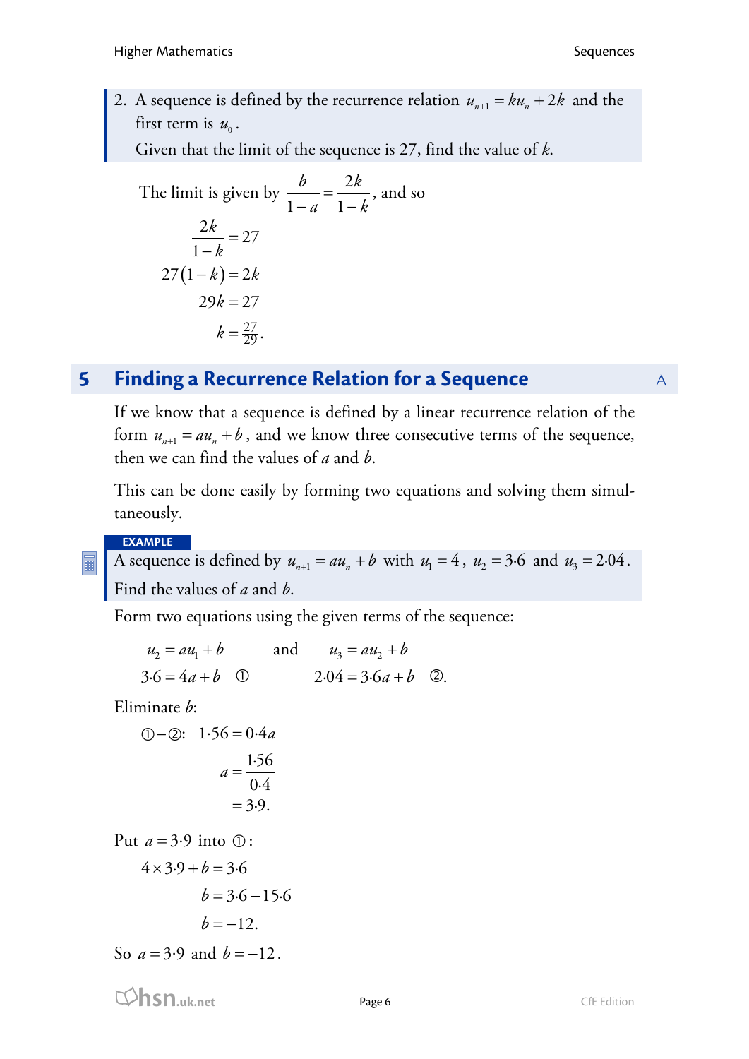2. A sequence is defined by the recurrence relation $u_{n+1} = ku_n + 2k$ and the first term is $u_0$.

   Given that the limit of the sequence is 27, find the value of $k$.

The limit is given by $\dfrac{b}{1-a} = \dfrac{2k}{1-k}$, and so

$$\frac{2k}{1-k} = 27$$

$$27(1-k) = 2k$$

$$29k = 27$$

$$k = \tfrac{27}{29}.$$

## 5 Finding a Recurrence Relation for a Sequence

A

If we know that a sequence is defined by a linear recurrence relation of the form $u_{n+1} = au_n + b$, and we know three consecutive terms of the sequence, then we can find the values of $a$ and $b$.

This can be done easily by forming two equations and solving them simultaneously.

**EXAMPLE**

A sequence is defined by $u_{n+1} = au_n + b$ with $u_1 = 4$, $u_2 = 3{\cdot}6$ and $u_3 = 2{\cdot}04$.

Find the values of $a$ and $b$.

Form two equations using the given terms of the sequence:

$$u_2 = au_1 + b \qquad \text{and} \qquad u_3 = au_2 + b$$

$$3{\cdot}6 = 4a + b \quad ① \qquad\qquad 2{\cdot}04 = 3{\cdot}6a + b \quad ②.$$

Eliminate $b$:

$$①-②: \quad 1{\cdot}56 = 0{\cdot}4a$$

$$a = \frac{1{\cdot}56}{0{\cdot}4}$$

$$= 3{\cdot}9.$$

Put $a = 3{\cdot}9$ into ①:

$$4 \times 3{\cdot}9 + b = 3{\cdot}6$$

$$b = 3{\cdot}6 - 15{\cdot}6$$

$$b = -12.$$

So $a = 3{\cdot}9$ and $b = -12$.